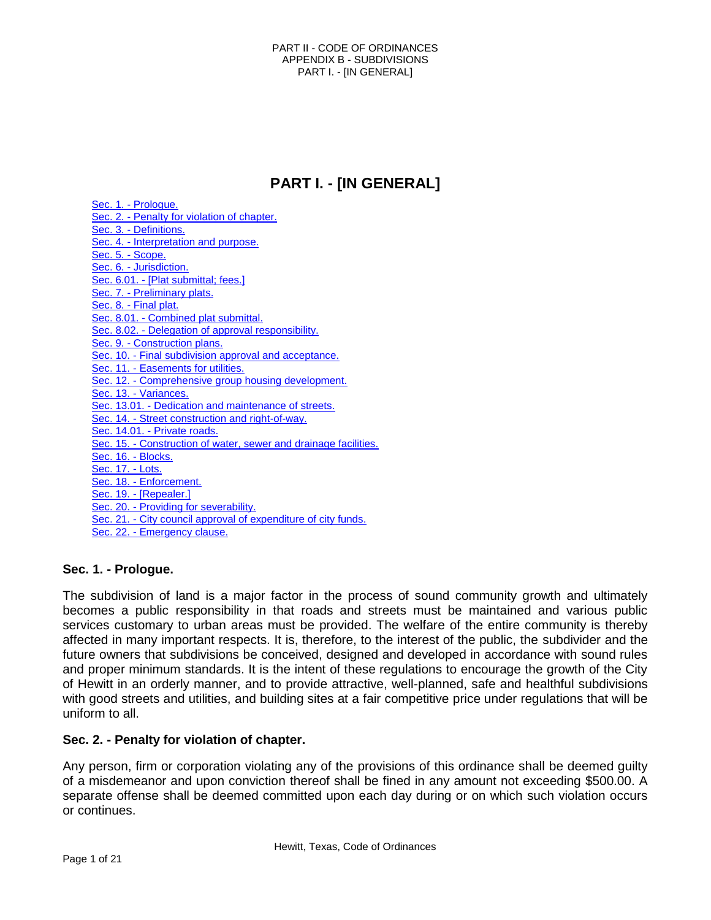# PART I. - [IN GENERAL]

- Sec. 1. - Prologue.
- Sec. 2. - Penalty for violation of chapter.
- Sec. 3. - Definitions.
- Sec. 4. - Interpretation and purpose.
- Sec. 5. - Scope.
- Sec. 6. - Jurisdiction.
- Sec. 6.01. - [Plat submittal; fees.]
- Sec. 7. - Preliminary plats.
- Sec. 8. - Final plat.
- Sec. 8.01. - Combined plat submittal.
- Sec. 8.02. - Delegation of approval responsibility.
- Sec. 9. - Construction plans.
- Sec. 10. - Final subdivision approval and acceptance.
- Sec. 11. - Easements for utilities.
- Sec. 12. - Comprehensive group housing development.
- Sec. 13. - Variances.
- Sec. 13.01. - Dedication and maintenance of streets.
- Sec. 14. - Street construction and right-of-way.
- Sec. 14.01. - Private roads.
- Sec. 15. - Construction of water, sewer and drainage facilities.
- Sec. 16. - Blocks.
- Sec. 17. - Lots.
- Sec. 18. - Enforcement.
- Sec. 19. - [Repealer.]
- Sec. 20. - Providing for severability.
- Sec. 21. - City council approval of expenditure of city funds.
- Sec. 22. - Emergency clause.

### Sec. 1. - Prologue.

The subdivision of land is a major factor in the process of sound community growth and ultimately becomes a public responsibility in that roads and streets must be maintained and various public services customary to urban areas must be provided. The welfare of the entire community is thereby affected in many important respects. It is, therefore, to the interest of the public, the subdivider and the future owners that subdivisions be conceived, designed and developed in accordance with sound rules and proper minimum standards. It is the intent of these regulations to encourage the growth of the City of Hewitt in an orderly manner, and to provide attractive, well-planned, safe and healthful subdivisions with good streets and utilities, and building sites at a fair competitive price under regulations that will be uniform to all.

### Sec. 2. - Penalty for violation of chapter.

Any person, firm or corporation violating any of the provisions of this ordinance shall be deemed guilty of a misdemeanor and upon conviction thereof shall be fined in any amount not exceeding $500.00. A separate offense shall be deemed committed upon each day during or on which such violation occurs or continues.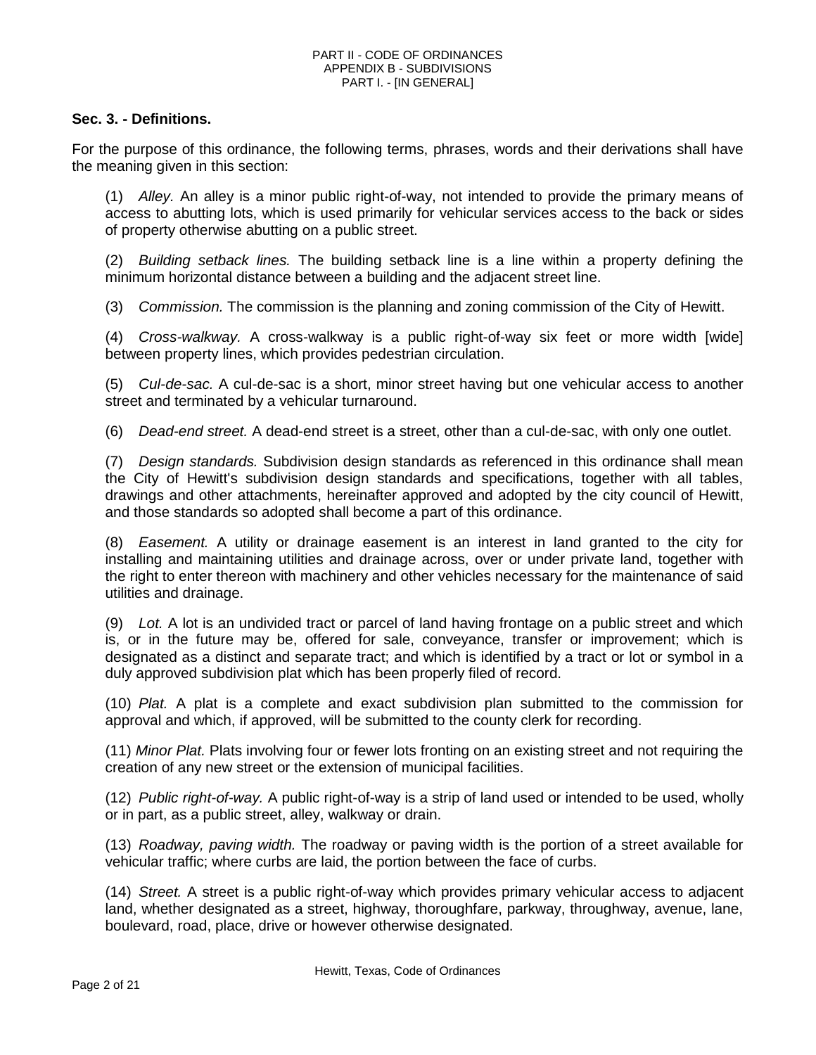### Sec. 3. - Definitions.

For the purpose of this ordinance, the following terms, phrases, words and their derivations shall have the meaning given in this section:

(1) *Alley.* An alley is a minor public right-of-way, not intended to provide the primary means of access to abutting lots, which is used primarily for vehicular services access to the back or sides of property otherwise abutting on a public street.

(2) *Building setback lines.* The building setback line is a line within a property defining the minimum horizontal distance between a building and the adjacent street line.

(3) *Commission.* The commission is the planning and zoning commission of the City of Hewitt.

(4) *Cross-walkway.* A cross-walkway is a public right-of-way six feet or more width [wide] between property lines, which provides pedestrian circulation.

(5) *Cul-de-sac.* A cul-de-sac is a short, minor street having but one vehicular access to another street and terminated by a vehicular turnaround.

(6) *Dead-end street.* A dead-end street is a street, other than a cul-de-sac, with only one outlet.

(7) *Design standards.* Subdivision design standards as referenced in this ordinance shall mean the City of Hewitt's subdivision design standards and specifications, together with all tables, drawings and other attachments, hereinafter approved and adopted by the city council of Hewitt, and those standards so adopted shall become a part of this ordinance.

(8) *Easement.* A utility or drainage easement is an interest in land granted to the city for installing and maintaining utilities and drainage across, over or under private land, together with the right to enter thereon with machinery and other vehicles necessary for the maintenance of said utilities and drainage.

(9) *Lot.* A lot is an undivided tract or parcel of land having frontage on a public street and which is, or in the future may be, offered for sale, conveyance, transfer or improvement; which is designated as a distinct and separate tract; and which is identified by a tract or lot or symbol in a duly approved subdivision plat which has been properly filed of record.

(10) *Plat.* A plat is a complete and exact subdivision plan submitted to the commission for approval and which, if approved, will be submitted to the county clerk for recording.

(11) *Minor Plat.* Plats involving four or fewer lots fronting on an existing street and not requiring the creation of any new street or the extension of municipal facilities.

(12) *Public right-of-way.* A public right-of-way is a strip of land used or intended to be used, wholly or in part, as a public street, alley, walkway or drain.

(13) *Roadway, paving width.* The roadway or paving width is the portion of a street available for vehicular traffic; where curbs are laid, the portion between the face of curbs.

(14) *Street.* A street is a public right-of-way which provides primary vehicular access to adjacent land, whether designated as a street, highway, thoroughfare, parkway, throughway, avenue, lane, boulevard, road, place, drive or however otherwise designated.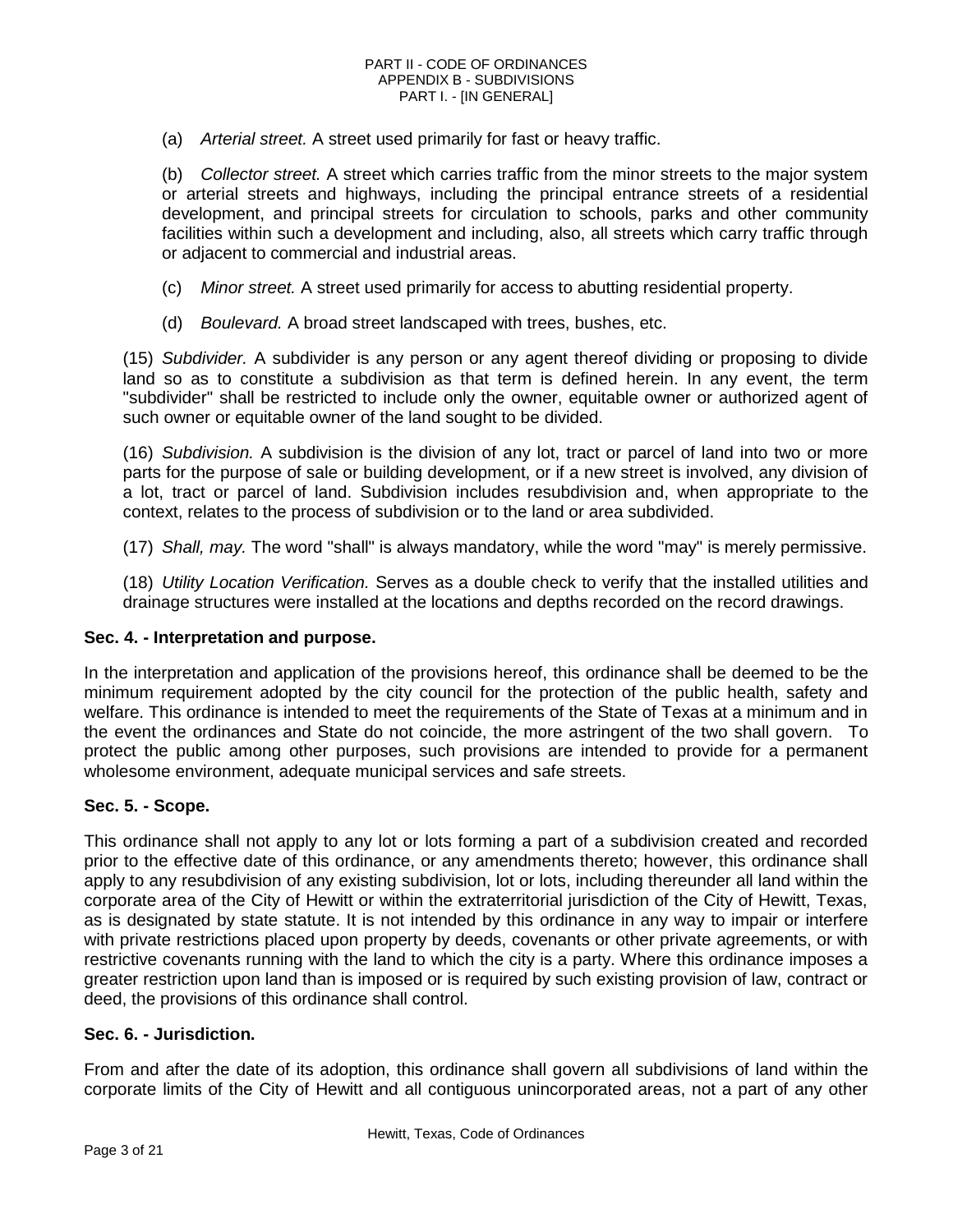(a) *Arterial street.* A street used primarily for fast or heavy traffic.

(b) *Collector street.* A street which carries traffic from the minor streets to the major system or arterial streets and highways, including the principal entrance streets of a residential development, and principal streets for circulation to schools, parks and other community facilities within such a development and including, also, all streets which carry traffic through or adjacent to commercial and industrial areas.

(c) *Minor street.* A street used primarily for access to abutting residential property.

(d) *Boulevard.* A broad street landscaped with trees, bushes, etc.

(15) *Subdivider.* A subdivider is any person or any agent thereof dividing or proposing to divide land so as to constitute a subdivision as that term is defined herein. In any event, the term "subdivider" shall be restricted to include only the owner, equitable owner or authorized agent of such owner or equitable owner of the land sought to be divided.

(16) *Subdivision.* A subdivision is the division of any lot, tract or parcel of land into two or more parts for the purpose of sale or building development, or if a new street is involved, any division of a lot, tract or parcel of land. Subdivision includes resubdivision and, when appropriate to the context, relates to the process of subdivision or to the land or area subdivided.

(17) *Shall, may.* The word "shall" is always mandatory, while the word "may" is merely permissive.

(18) *Utility Location Verification.* Serves as a double check to verify that the installed utilities and drainage structures were installed at the locations and depths recorded on the record drawings.

**Sec. 4. - Interpretation and purpose.**

In the interpretation and application of the provisions hereof, this ordinance shall be deemed to be the minimum requirement adopted by the city council for the protection of the public health, safety and welfare. This ordinance is intended to meet the requirements of the State of Texas at a minimum and in the event the ordinances and State do not coincide, the more astringent of the two shall govern. To protect the public among other purposes, such provisions are intended to provide for a permanent wholesome environment, adequate municipal services and safe streets.

**Sec. 5. - Scope.**

This ordinance shall not apply to any lot or lots forming a part of a subdivision created and recorded prior to the effective date of this ordinance, or any amendments thereto; however, this ordinance shall apply to any resubdivision of any existing subdivision, lot or lots, including thereunder all land within the corporate area of the City of Hewitt or within the extraterritorial jurisdiction of the City of Hewitt, Texas, as is designated by state statute. It is not intended by this ordinance in any way to impair or interfere with private restrictions placed upon property by deeds, covenants or other private agreements, or with restrictive covenants running with the land to which the city is a party. Where this ordinance imposes a greater restriction upon land than is imposed or is required by such existing provision of law, contract or deed, the provisions of this ordinance shall control.

**Sec. 6. - Jurisdiction.**

From and after the date of its adoption, this ordinance shall govern all subdivisions of land within the corporate limits of the City of Hewitt and all contiguous unincorporated areas, not a part of any other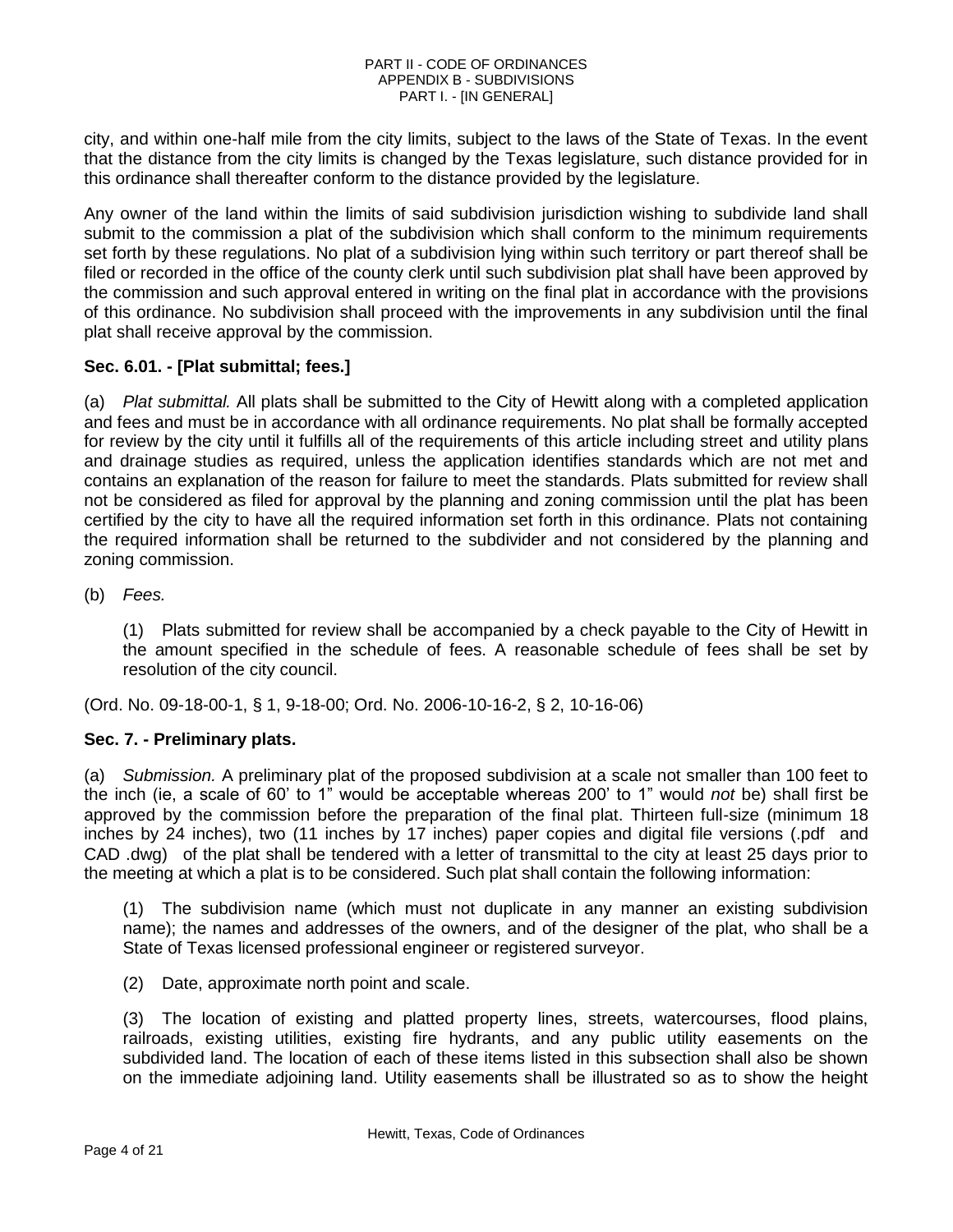city, and within one-half mile from the city limits, subject to the laws of the State of Texas. In the event that the distance from the city limits is changed by the Texas legislature, such distance provided for in this ordinance shall thereafter conform to the distance provided by the legislature.

Any owner of the land within the limits of said subdivision jurisdiction wishing to subdivide land shall submit to the commission a plat of the subdivision which shall conform to the minimum requirements set forth by these regulations. No plat of a subdivision lying within such territory or part thereof shall be filed or recorded in the office of the county clerk until such subdivision plat shall have been approved by the commission and such approval entered in writing on the final plat in accordance with the provisions of this ordinance. No subdivision shall proceed with the improvements in any subdivision until the final plat shall receive approval by the commission.

### Sec. 6.01. - [Plat submittal; fees.]

(a) *Plat submittal.* All plats shall be submitted to the City of Hewitt along with a completed application and fees and must be in accordance with all ordinance requirements. No plat shall be formally accepted for review by the city until it fulfills all of the requirements of this article including street and utility plans and drainage studies as required, unless the application identifies standards which are not met and contains an explanation of the reason for failure to meet the standards. Plats submitted for review shall not be considered as filed for approval by the planning and zoning commission until the plat has been certified by the city to have all the required information set forth in this ordinance. Plats not containing the required information shall be returned to the subdivider and not considered by the planning and zoning commission.

(b) *Fees.*

(1) Plats submitted for review shall be accompanied by a check payable to the City of Hewitt in the amount specified in the schedule of fees. A reasonable schedule of fees shall be set by resolution of the city council.

(Ord. No. 09-18-00-1, § 1, 9-18-00; Ord. No. 2006-10-16-2, § 2, 10-16-06)

### Sec. 7. - Preliminary plats.

(a) *Submission.* A preliminary plat of the proposed subdivision at a scale not smaller than 100 feet to the inch (ie, a scale of 60' to 1" would be acceptable whereas 200' to 1" would *not* be) shall first be approved by the commission before the preparation of the final plat. Thirteen full-size (minimum 18 inches by 24 inches), two (11 inches by 17 inches) paper copies and digital file versions (.pdf and CAD .dwg) of the plat shall be tendered with a letter of transmittal to the city at least 25 days prior to the meeting at which a plat is to be considered. Such plat shall contain the following information:

(1) The subdivision name (which must not duplicate in any manner an existing subdivision name); the names and addresses of the owners, and of the designer of the plat, who shall be a State of Texas licensed professional engineer or registered surveyor.

(2) Date, approximate north point and scale.

(3) The location of existing and platted property lines, streets, watercourses, flood plains, railroads, existing utilities, existing fire hydrants, and any public utility easements on the subdivided land. The location of each of these items listed in this subsection shall also be shown on the immediate adjoining land. Utility easements shall be illustrated so as to show the height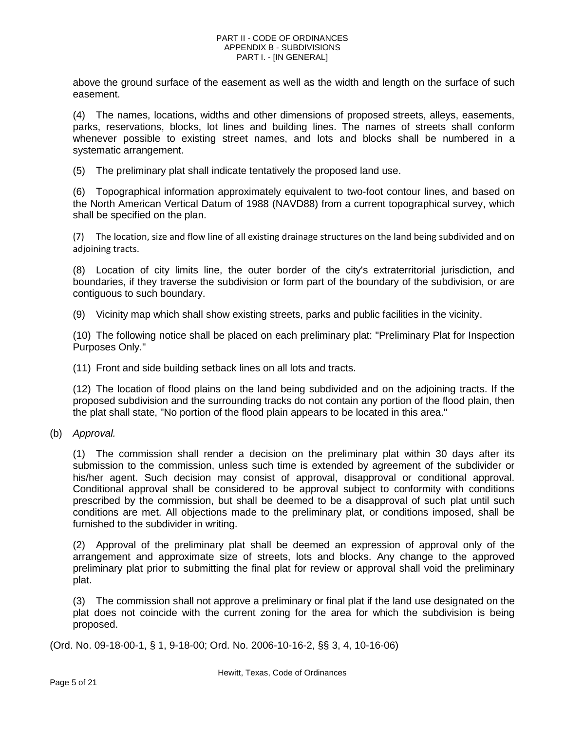above the ground surface of the easement as well as the width and length on the surface of such easement.

(4) The names, locations, widths and other dimensions of proposed streets, alleys, easements, parks, reservations, blocks, lot lines and building lines. The names of streets shall conform whenever possible to existing street names, and lots and blocks shall be numbered in a systematic arrangement.

(5) The preliminary plat shall indicate tentatively the proposed land use.

(6) Topographical information approximately equivalent to two-foot contour lines, and based on the North American Vertical Datum of 1988 (NAVD88) from a current topographical survey, which shall be specified on the plan.

(7) The location, size and flow line of all existing drainage structures on the land being subdivided and on adjoining tracts.

(8) Location of city limits line, the outer border of the city's extraterritorial jurisdiction, and boundaries, if they traverse the subdivision or form part of the boundary of the subdivision, or are contiguous to such boundary.

(9) Vicinity map which shall show existing streets, parks and public facilities in the vicinity.

(10) The following notice shall be placed on each preliminary plat: "Preliminary Plat for Inspection Purposes Only."

(11) Front and side building setback lines on all lots and tracts.

(12) The location of flood plains on the land being subdivided and on the adjoining tracts. If the proposed subdivision and the surrounding tracks do not contain any portion of the flood plain, then the plat shall state, "No portion of the flood plain appears to be located in this area."

(b) *Approval.*

(1) The commission shall render a decision on the preliminary plat within 30 days after its submission to the commission, unless such time is extended by agreement of the subdivider or his/her agent. Such decision may consist of approval, disapproval or conditional approval. Conditional approval shall be considered to be approval subject to conformity with conditions prescribed by the commission, but shall be deemed to be a disapproval of such plat until such conditions are met. All objections made to the preliminary plat, or conditions imposed, shall be furnished to the subdivider in writing.

(2) Approval of the preliminary plat shall be deemed an expression of approval only of the arrangement and approximate size of streets, lots and blocks. Any change to the approved preliminary plat prior to submitting the final plat for review or approval shall void the preliminary plat.

(3) The commission shall not approve a preliminary or final plat if the land use designated on the plat does not coincide with the current zoning for the area for which the subdivision is being proposed.

(Ord. No. 09-18-00-1, § 1, 9-18-00; Ord. No. 2006-10-16-2, §§ 3, 4, 10-16-06)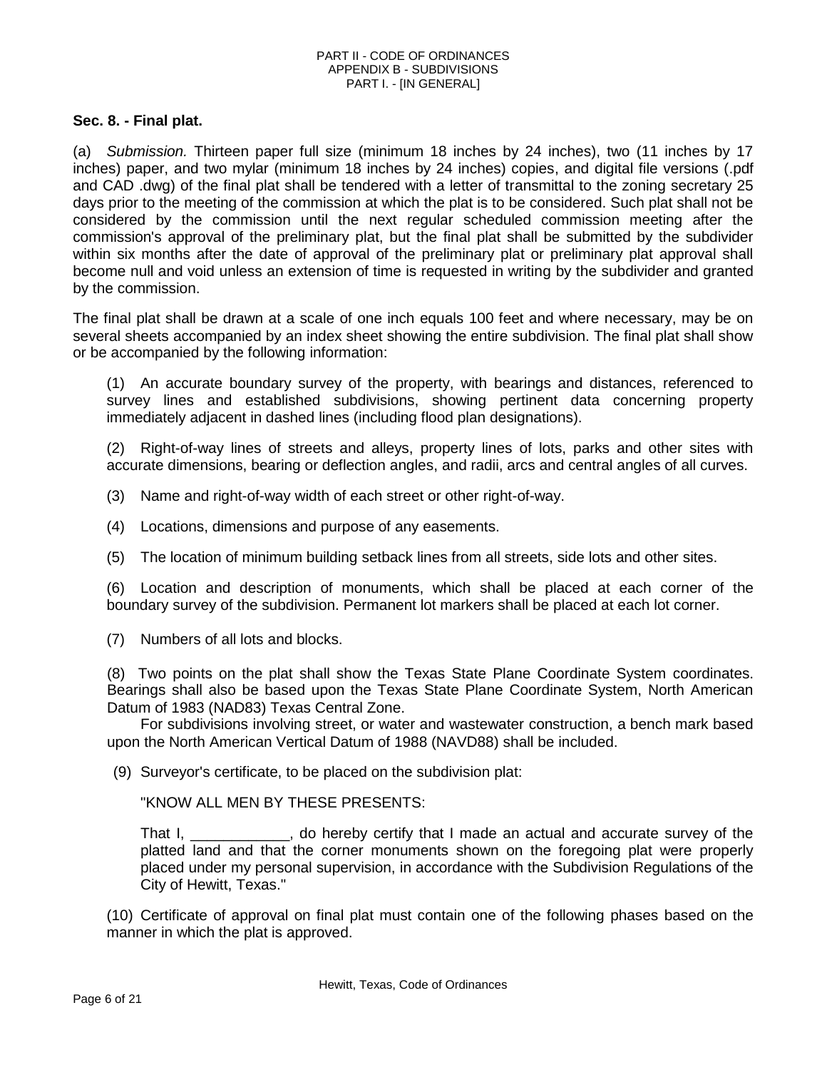## Sec. 8. - Final plat.

(a) *Submission.* Thirteen paper full size (minimum 18 inches by 24 inches), two (11 inches by 17 inches) paper, and two mylar (minimum 18 inches by 24 inches) copies, and digital file versions (.pdf and CAD .dwg) of the final plat shall be tendered with a letter of transmittal to the zoning secretary 25 days prior to the meeting of the commission at which the plat is to be considered. Such plat shall not be considered by the commission until the next regular scheduled commission meeting after the commission's approval of the preliminary plat, but the final plat shall be submitted by the subdivider within six months after the date of approval of the preliminary plat or preliminary plat approval shall become null and void unless an extension of time is requested in writing by the subdivider and granted by the commission.

The final plat shall be drawn at a scale of one inch equals 100 feet and where necessary, may be on several sheets accompanied by an index sheet showing the entire subdivision. The final plat shall show or be accompanied by the following information:

(1) An accurate boundary survey of the property, with bearings and distances, referenced to survey lines and established subdivisions, showing pertinent data concerning property immediately adjacent in dashed lines (including flood plan designations).

(2) Right-of-way lines of streets and alleys, property lines of lots, parks and other sites with accurate dimensions, bearing or deflection angles, and radii, arcs and central angles of all curves.

(3) Name and right-of-way width of each street or other right-of-way.

(4) Locations, dimensions and purpose of any easements.

(5) The location of minimum building setback lines from all streets, side lots and other sites.

(6) Location and description of monuments, which shall be placed at each corner of the boundary survey of the subdivision. Permanent lot markers shall be placed at each lot corner.

(7) Numbers of all lots and blocks.

(8) Two points on the plat shall show the Texas State Plane Coordinate System coordinates. Bearings shall also be based upon the Texas State Plane Coordinate System, North American Datum of 1983 (NAD83) Texas Central Zone.

For subdivisions involving street, or water and wastewater construction, a bench mark based upon the North American Vertical Datum of 1988 (NAVD88) shall be included.

(9) Surveyor's certificate, to be placed on the subdivision plat:

"KNOW ALL MEN BY THESE PRESENTS:

That I, ____________, do hereby certify that I made an actual and accurate survey of the platted land and that the corner monuments shown on the foregoing plat were properly placed under my personal supervision, in accordance with the Subdivision Regulations of the City of Hewitt, Texas."

(10) Certificate of approval on final plat must contain one of the following phases based on the manner in which the plat is approved.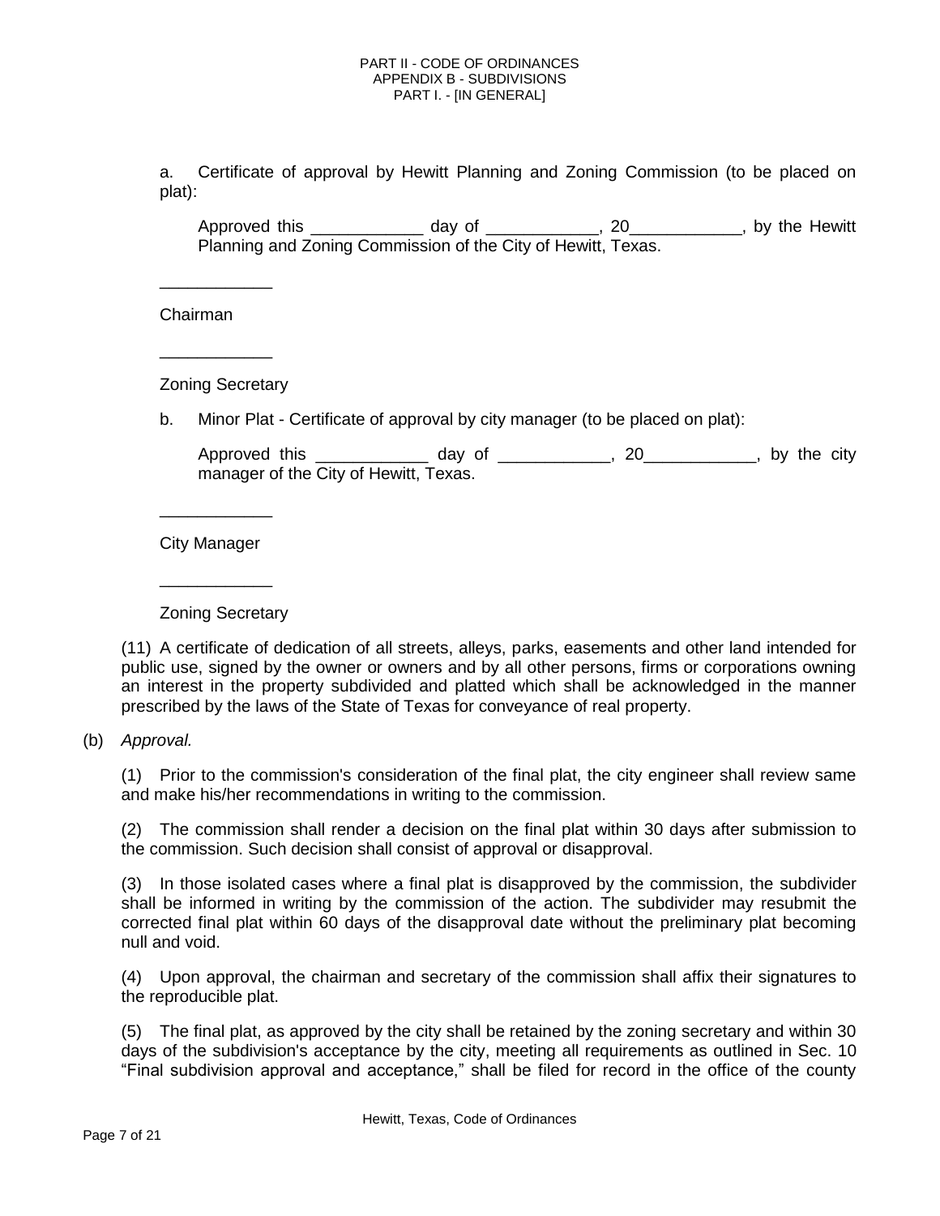a. Certificate of approval by Hewitt Planning and Zoning Commission (to be placed on plat):

Approved this ____________ day of ____________, 20____________, by the Hewitt Planning and Zoning Commission of the City of Hewitt, Texas.

____________

Chairman

____________

Zoning Secretary

b. Minor Plat - Certificate of approval by city manager (to be placed on plat):

Approved this ____________ day of ____________, 20____________, by the city manager of the City of Hewitt, Texas.

____________

City Manager

____________

Zoning Secretary

(11) A certificate of dedication of all streets, alleys, parks, easements and other land intended for public use, signed by the owner or owners and by all other persons, firms or corporations owning an interest in the property subdivided and platted which shall be acknowledged in the manner prescribed by the laws of the State of Texas for conveyance of real property.

(b) *Approval.*

(1) Prior to the commission's consideration of the final plat, the city engineer shall review same and make his/her recommendations in writing to the commission.

(2) The commission shall render a decision on the final plat within 30 days after submission to the commission. Such decision shall consist of approval or disapproval.

(3) In those isolated cases where a final plat is disapproved by the commission, the subdivider shall be informed in writing by the commission of the action. The subdivider may resubmit the corrected final plat within 60 days of the disapproval date without the preliminary plat becoming null and void.

(4) Upon approval, the chairman and secretary of the commission shall affix their signatures to the reproducible plat.

(5) The final plat, as approved by the city shall be retained by the zoning secretary and within 30 days of the subdivision's acceptance by the city, meeting all requirements as outlined in Sec. 10 "Final subdivision approval and acceptance," shall be filed for record in the office of the county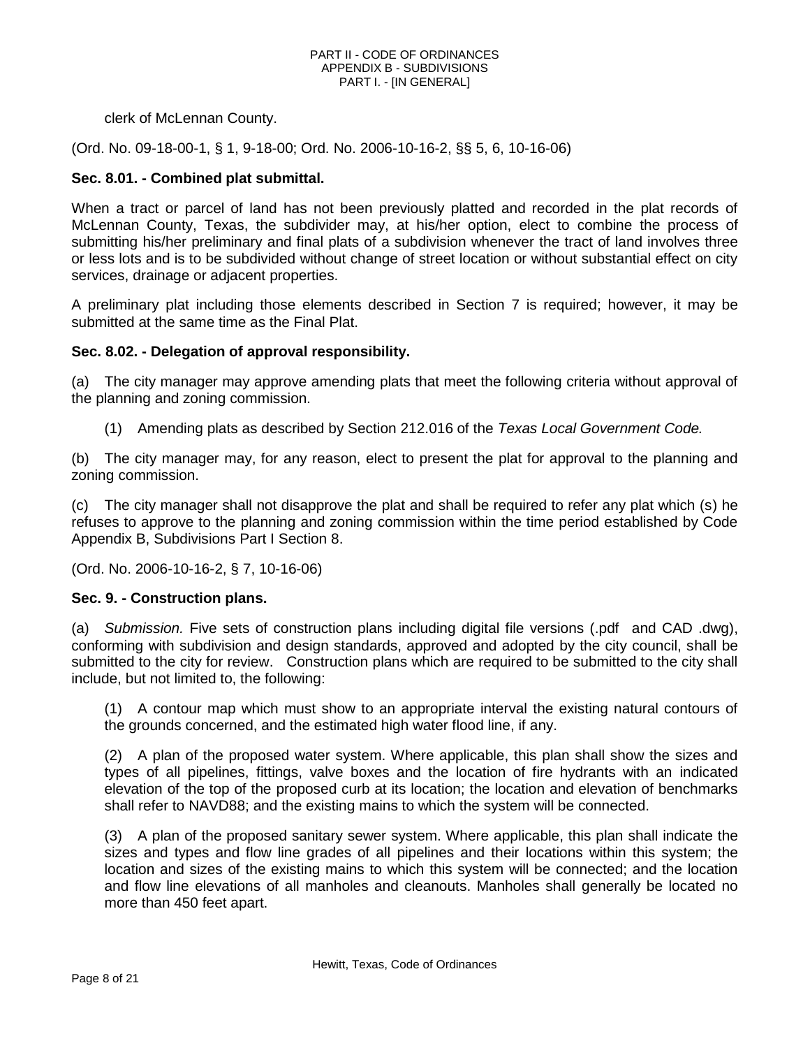clerk of McLennan County.

(Ord. No. 09-18-00-1, § 1, 9-18-00; Ord. No. 2006-10-16-2, §§ 5, 6, 10-16-06)

### Sec. 8.01. - Combined plat submittal.

When a tract or parcel of land has not been previously platted and recorded in the plat records of McLennan County, Texas, the subdivider may, at his/her option, elect to combine the process of submitting his/her preliminary and final plats of a subdivision whenever the tract of land involves three or less lots and is to be subdivided without change of street location or without substantial effect on city services, drainage or adjacent properties.

A preliminary plat including those elements described in Section 7 is required; however, it may be submitted at the same time as the Final Plat.

### Sec. 8.02. - Delegation of approval responsibility.

(a) The city manager may approve amending plats that meet the following criteria without approval of the planning and zoning commission.

> (1) Amending plats as described by Section 212.016 of the *Texas Local Government Code.*

(b) The city manager may, for any reason, elect to present the plat for approval to the planning and zoning commission.

(c) The city manager shall not disapprove the plat and shall be required to refer any plat which (s) he refuses to approve to the planning and zoning commission within the time period established by Code Appendix B, Subdivisions Part I Section 8.

(Ord. No. 2006-10-16-2, § 7, 10-16-06)

### Sec. 9. - Construction plans.

(a) *Submission.* Five sets of construction plans including digital file versions (.pdf and CAD .dwg), conforming with subdivision and design standards, approved and adopted by the city council, shall be submitted to the city for review. Construction plans which are required to be submitted to the city shall include, but not limited to, the following:

> (1) A contour map which must show to an appropriate interval the existing natural contours of the grounds concerned, and the estimated high water flood line, if any.
>
> (2) A plan of the proposed water system. Where applicable, this plan shall show the sizes and types of all pipelines, fittings, valve boxes and the location of fire hydrants with an indicated elevation of the top of the proposed curb at its location; the location and elevation of benchmarks shall refer to NAVD88; and the existing mains to which the system will be connected.
>
> (3) A plan of the proposed sanitary sewer system. Where applicable, this plan shall indicate the sizes and types and flow line grades of all pipelines and their locations within this system; the location and sizes of the existing mains to which this system will be connected; and the location and flow line elevations of all manholes and cleanouts. Manholes shall generally be located no more than 450 feet apart.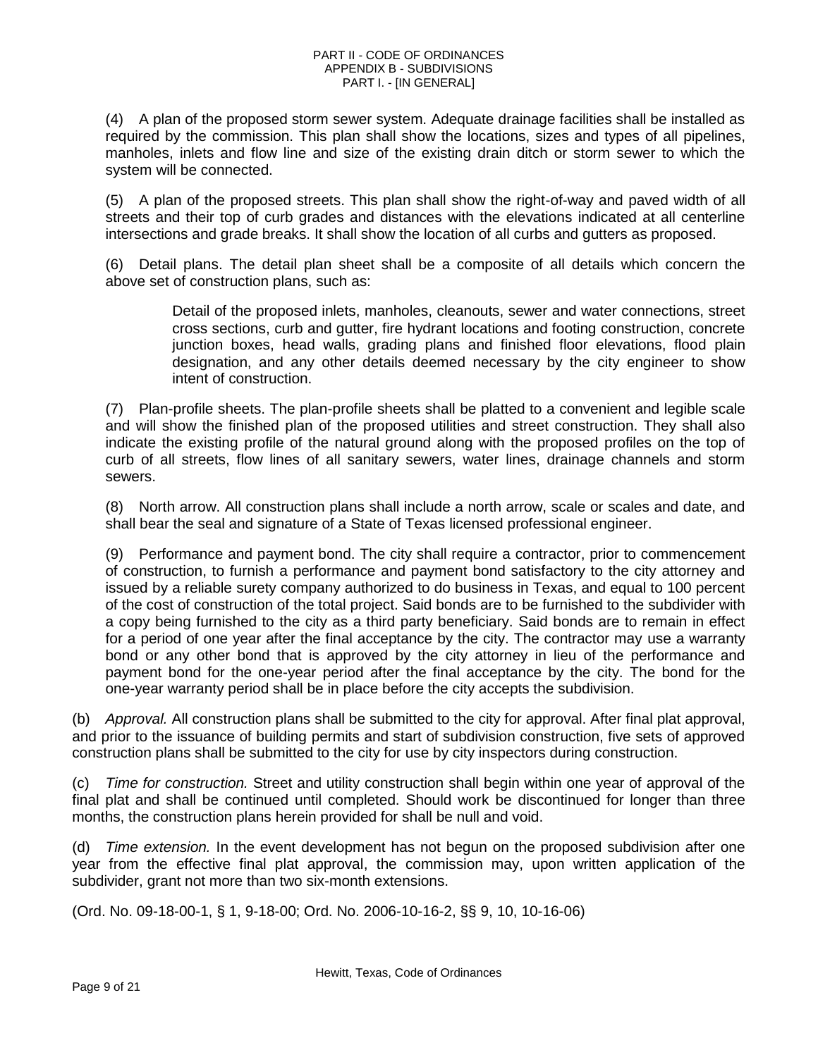(4) A plan of the proposed storm sewer system. Adequate drainage facilities shall be installed as required by the commission. This plan shall show the locations, sizes and types of all pipelines, manholes, inlets and flow line and size of the existing drain ditch or storm sewer to which the system will be connected.

(5) A plan of the proposed streets. This plan shall show the right-of-way and paved width of all streets and their top of curb grades and distances with the elevations indicated at all centerline intersections and grade breaks. It shall show the location of all curbs and gutters as proposed.

(6) Detail plans. The detail plan sheet shall be a composite of all details which concern the above set of construction plans, such as:

> Detail of the proposed inlets, manholes, cleanouts, sewer and water connections, street cross sections, curb and gutter, fire hydrant locations and footing construction, concrete junction boxes, head walls, grading plans and finished floor elevations, flood plain designation, and any other details deemed necessary by the city engineer to show intent of construction.

(7) Plan-profile sheets. The plan-profile sheets shall be platted to a convenient and legible scale and will show the finished plan of the proposed utilities and street construction. They shall also indicate the existing profile of the natural ground along with the proposed profiles on the top of curb of all streets, flow lines of all sanitary sewers, water lines, drainage channels and storm sewers.

(8) North arrow. All construction plans shall include a north arrow, scale or scales and date, and shall bear the seal and signature of a State of Texas licensed professional engineer.

(9) Performance and payment bond. The city shall require a contractor, prior to commencement of construction, to furnish a performance and payment bond satisfactory to the city attorney and issued by a reliable surety company authorized to do business in Texas, and equal to 100 percent of the cost of construction of the total project. Said bonds are to be furnished to the subdivider with a copy being furnished to the city as a third party beneficiary. Said bonds are to remain in effect for a period of one year after the final acceptance by the city. The contractor may use a warranty bond or any other bond that is approved by the city attorney in lieu of the performance and payment bond for the one-year period after the final acceptance by the city. The bond for the one-year warranty period shall be in place before the city accepts the subdivision.

(b) *Approval.* All construction plans shall be submitted to the city for approval. After final plat approval, and prior to the issuance of building permits and start of subdivision construction, five sets of approved construction plans shall be submitted to the city for use by city inspectors during construction.

(c) *Time for construction.* Street and utility construction shall begin within one year of approval of the final plat and shall be continued until completed. Should work be discontinued for longer than three months, the construction plans herein provided for shall be null and void.

(d) *Time extension.* In the event development has not begun on the proposed subdivision after one year from the effective final plat approval, the commission may, upon written application of the subdivider, grant not more than two six-month extensions.

(Ord. No. 09-18-00-1, § 1, 9-18-00; Ord. No. 2006-10-16-2, §§ 9, 10, 10-16-06)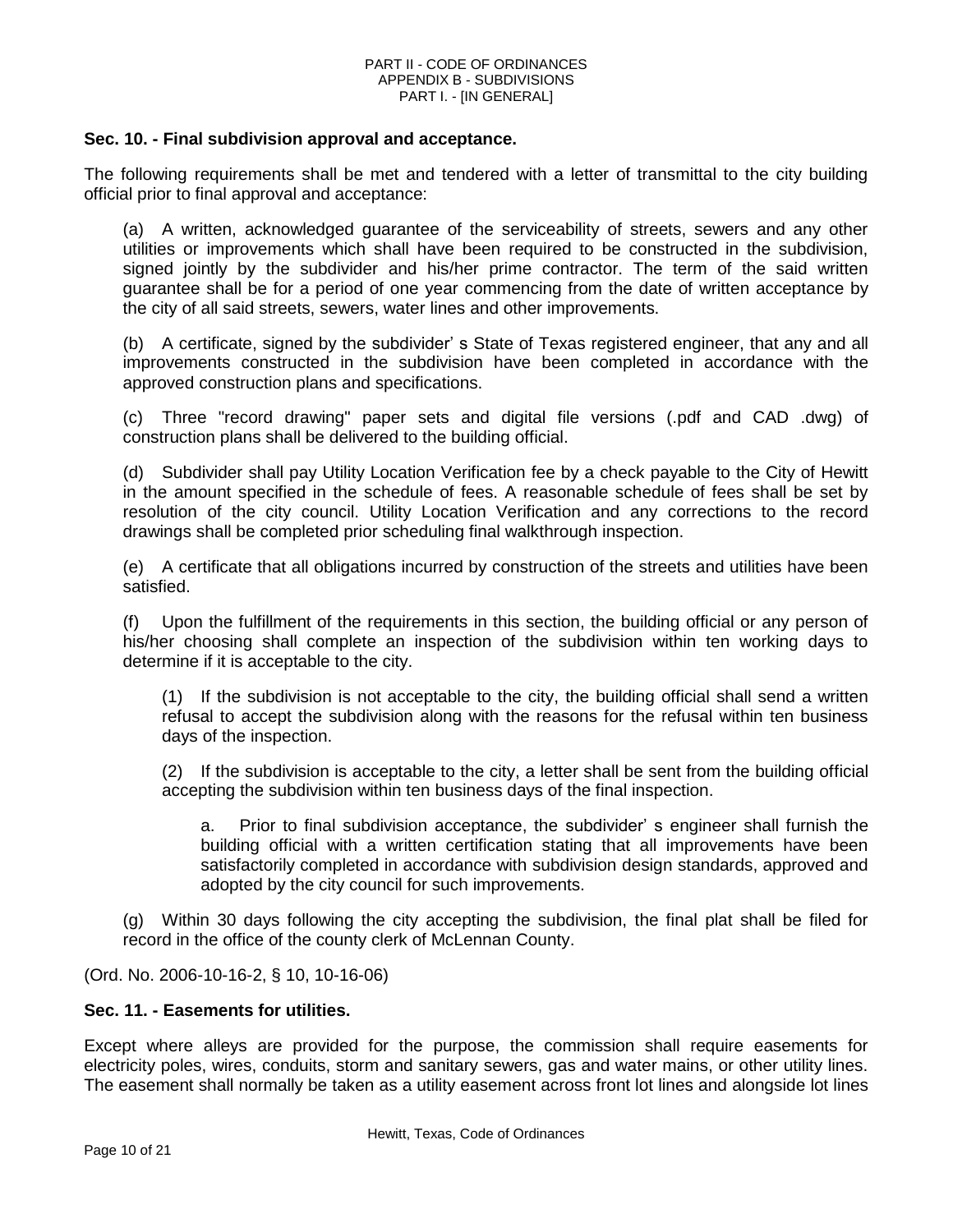## Sec. 10. - Final subdivision approval and acceptance.

The following requirements shall be met and tendered with a letter of transmittal to the city building official prior to final approval and acceptance:

(a) A written, acknowledged guarantee of the serviceability of streets, sewers and any other utilities or improvements which shall have been required to be constructed in the subdivision, signed jointly by the subdivider and his/her prime contractor. The term of the said written guarantee shall be for a period of one year commencing from the date of written acceptance by the city of all said streets, sewers, water lines and other improvements.

(b) A certificate, signed by the subdivider' s State of Texas registered engineer, that any and all improvements constructed in the subdivision have been completed in accordance with the approved construction plans and specifications.

(c) Three "record drawing" paper sets and digital file versions (.pdf and CAD .dwg) of construction plans shall be delivered to the building official.

(d) Subdivider shall pay Utility Location Verification fee by a check payable to the City of Hewitt in the amount specified in the schedule of fees. A reasonable schedule of fees shall be set by resolution of the city council. Utility Location Verification and any corrections to the record drawings shall be completed prior scheduling final walkthrough inspection.

(e) A certificate that all obligations incurred by construction of the streets and utilities have been satisfied.

(f) Upon the fulfillment of the requirements in this section, the building official or any person of his/her choosing shall complete an inspection of the subdivision within ten working days to determine if it is acceptable to the city.

> (1) If the subdivision is not acceptable to the city, the building official shall send a written refusal to accept the subdivision along with the reasons for the refusal within ten business days of the inspection.
>
> (2) If the subdivision is acceptable to the city, a letter shall be sent from the building official accepting the subdivision within ten business days of the final inspection.
>
> > a. Prior to final subdivision acceptance, the subdivider' s engineer shall furnish the building official with a written certification stating that all improvements have been satisfactorily completed in accordance with subdivision design standards, approved and adopted by the city council for such improvements.

(g) Within 30 days following the city accepting the subdivision, the final plat shall be filed for record in the office of the county clerk of McLennan County.

(Ord. No. 2006-10-16-2, § 10, 10-16-06)

## Sec. 11. - Easements for utilities.

Except where alleys are provided for the purpose, the commission shall require easements for electricity poles, wires, conduits, storm and sanitary sewers, gas and water mains, or other utility lines. The easement shall normally be taken as a utility easement across front lot lines and alongside lot lines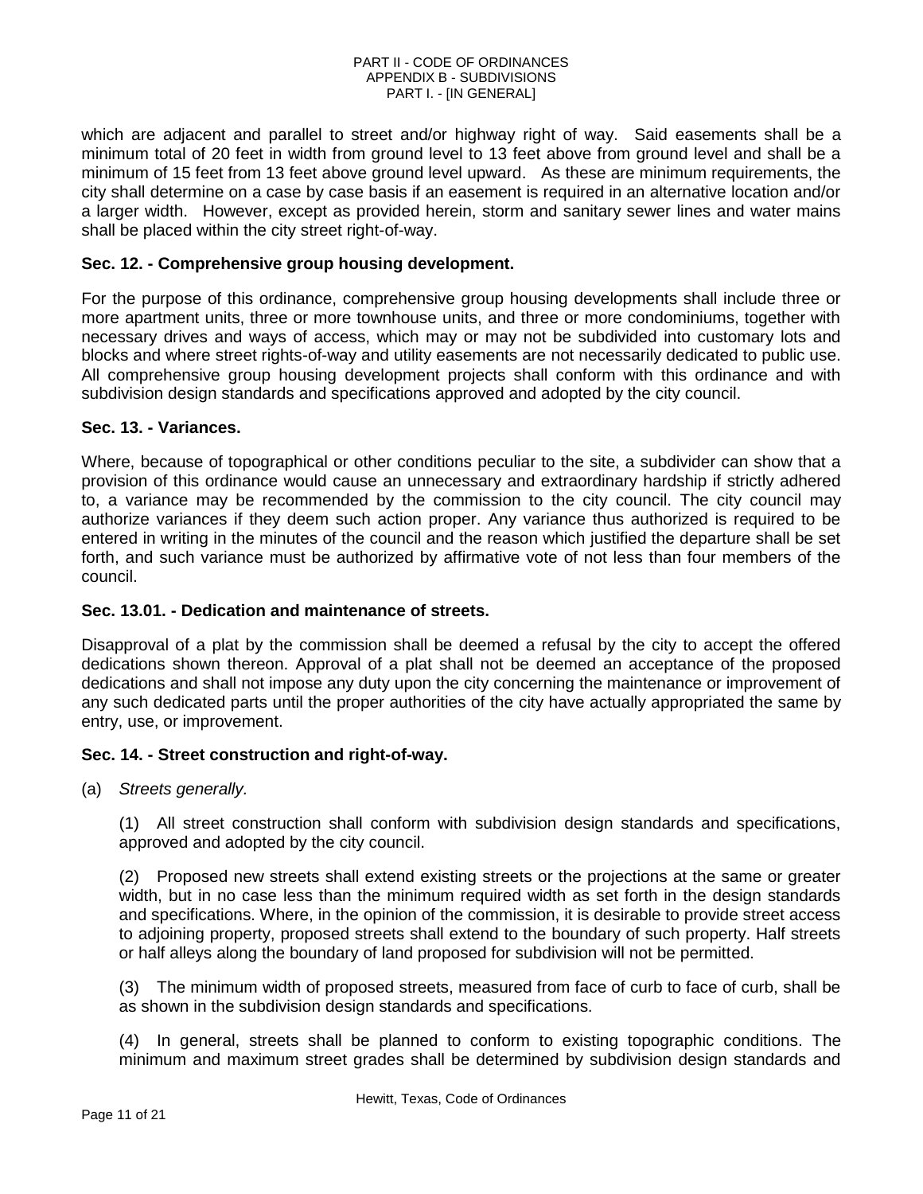which are adjacent and parallel to street and/or highway right of way. Said easements shall be a minimum total of 20 feet in width from ground level to 13 feet above from ground level and shall be a minimum of 15 feet from 13 feet above ground level upward. As these are minimum requirements, the city shall determine on a case by case basis if an easement is required in an alternative location and/or a larger width. However, except as provided herein, storm and sanitary sewer lines and water mains shall be placed within the city street right-of-way.

**Sec. 12. - Comprehensive group housing development.**

For the purpose of this ordinance, comprehensive group housing developments shall include three or more apartment units, three or more townhouse units, and three or more condominiums, together with necessary drives and ways of access, which may or may not be subdivided into customary lots and blocks and where street rights-of-way and utility easements are not necessarily dedicated to public use. All comprehensive group housing development projects shall conform with this ordinance and with subdivision design standards and specifications approved and adopted by the city council.

**Sec. 13. - Variances.**

Where, because of topographical or other conditions peculiar to the site, a subdivider can show that a provision of this ordinance would cause an unnecessary and extraordinary hardship if strictly adhered to, a variance may be recommended by the commission to the city council. The city council may authorize variances if they deem such action proper. Any variance thus authorized is required to be entered in writing in the minutes of the council and the reason which justified the departure shall be set forth, and such variance must be authorized by affirmative vote of not less than four members of the council.

**Sec. 13.01. - Dedication and maintenance of streets.**

Disapproval of a plat by the commission shall be deemed a refusal by the city to accept the offered dedications shown thereon. Approval of a plat shall not be deemed an acceptance of the proposed dedications and shall not impose any duty upon the city concerning the maintenance or improvement of any such dedicated parts until the proper authorities of the city have actually appropriated the same by entry, use, or improvement.

**Sec. 14. - Street construction and right-of-way.**

(a) *Streets generally.*

(1) All street construction shall conform with subdivision design standards and specifications, approved and adopted by the city council.

(2) Proposed new streets shall extend existing streets or the projections at the same or greater width, but in no case less than the minimum required width as set forth in the design standards and specifications. Where, in the opinion of the commission, it is desirable to provide street access to adjoining property, proposed streets shall extend to the boundary of such property. Half streets or half alleys along the boundary of land proposed for subdivision will not be permitted.

(3) The minimum width of proposed streets, measured from face of curb to face of curb, shall be as shown in the subdivision design standards and specifications.

(4) In general, streets shall be planned to conform to existing topographic conditions. The minimum and maximum street grades shall be determined by subdivision design standards and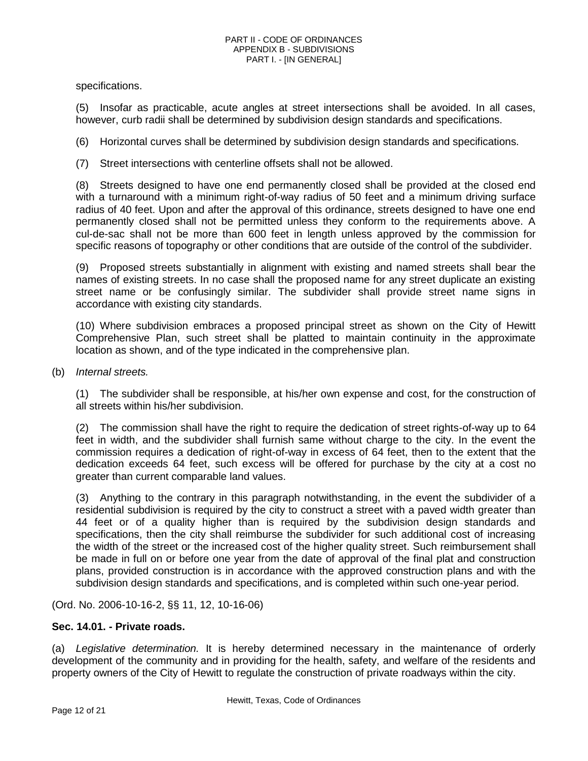specifications.

(5) Insofar as practicable, acute angles at street intersections shall be avoided. In all cases, however, curb radii shall be determined by subdivision design standards and specifications.

(6) Horizontal curves shall be determined by subdivision design standards and specifications.

(7) Street intersections with centerline offsets shall not be allowed.

(8) Streets designed to have one end permanently closed shall be provided at the closed end with a turnaround with a minimum right-of-way radius of 50 feet and a minimum driving surface radius of 40 feet. Upon and after the approval of this ordinance, streets designed to have one end permanently closed shall not be permitted unless they conform to the requirements above. A cul-de-sac shall not be more than 600 feet in length unless approved by the commission for specific reasons of topography or other conditions that are outside of the control of the subdivider.

(9) Proposed streets substantially in alignment with existing and named streets shall bear the names of existing streets. In no case shall the proposed name for any street duplicate an existing street name or be confusingly similar. The subdivider shall provide street name signs in accordance with existing city standards.

(10) Where subdivision embraces a proposed principal street as shown on the City of Hewitt Comprehensive Plan, such street shall be platted to maintain continuity in the approximate location as shown, and of the type indicated in the comprehensive plan.

(b) *Internal streets.*

(1) The subdivider shall be responsible, at his/her own expense and cost, for the construction of all streets within his/her subdivision.

(2) The commission shall have the right to require the dedication of street rights-of-way up to 64 feet in width, and the subdivider shall furnish same without charge to the city. In the event the commission requires a dedication of right-of-way in excess of 64 feet, then to the extent that the dedication exceeds 64 feet, such excess will be offered for purchase by the city at a cost no greater than current comparable land values.

(3) Anything to the contrary in this paragraph notwithstanding, in the event the subdivider of a residential subdivision is required by the city to construct a street with a paved width greater than 44 feet or of a quality higher than is required by the subdivision design standards and specifications, then the city shall reimburse the subdivider for such additional cost of increasing the width of the street or the increased cost of the higher quality street. Such reimbursement shall be made in full on or before one year from the date of approval of the final plat and construction plans, provided construction is in accordance with the approved construction plans and with the subdivision design standards and specifications, and is completed within such one-year period.

(Ord. No. 2006-10-16-2, §§ 11, 12, 10-16-06)

**Sec. 14.01. - Private roads.**

(a) *Legislative determination.* It is hereby determined necessary in the maintenance of orderly development of the community and in providing for the health, safety, and welfare of the residents and property owners of the City of Hewitt to regulate the construction of private roadways within the city.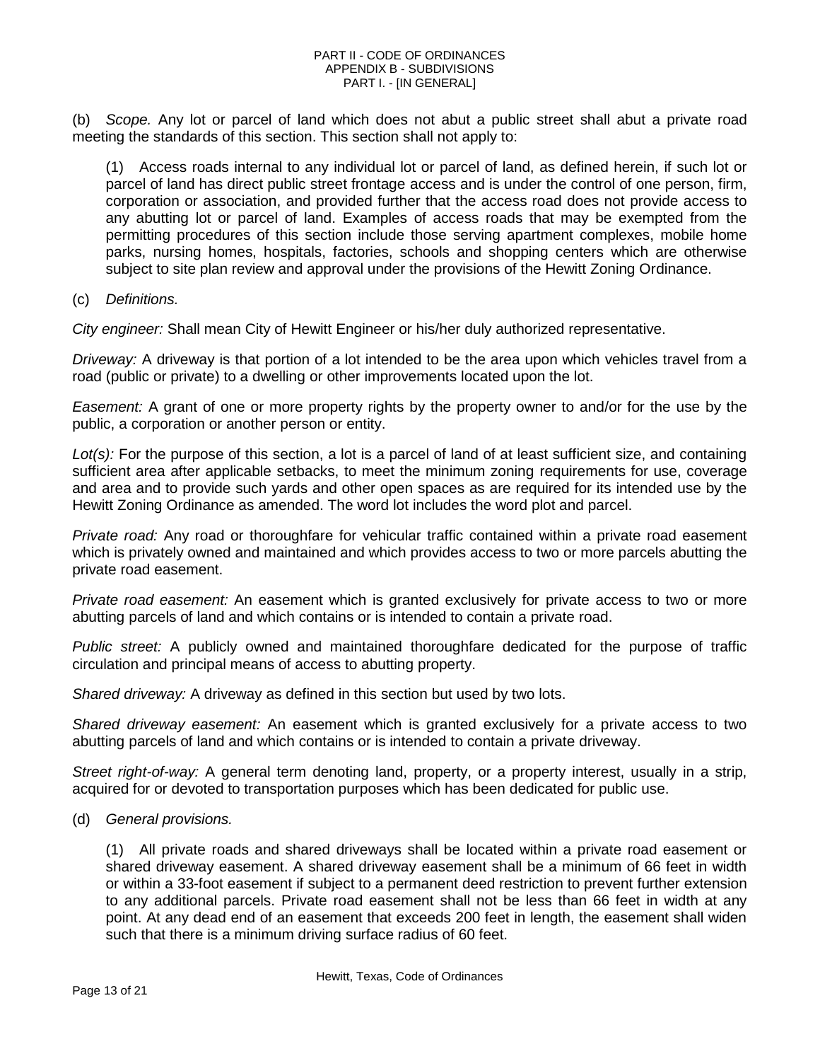(b) *Scope.* Any lot or parcel of land which does not abut a public street shall abut a private road meeting the standards of this section. This section shall not apply to:

(1) Access roads internal to any individual lot or parcel of land, as defined herein, if such lot or parcel of land has direct public street frontage access and is under the control of one person, firm, corporation or association, and provided further that the access road does not provide access to any abutting lot or parcel of land. Examples of access roads that may be exempted from the permitting procedures of this section include those serving apartment complexes, mobile home parks, nursing homes, hospitals, factories, schools and shopping centers which are otherwise subject to site plan review and approval under the provisions of the Hewitt Zoning Ordinance.

(c) *Definitions.*

*City engineer:* Shall mean City of Hewitt Engineer or his/her duly authorized representative.

*Driveway:* A driveway is that portion of a lot intended to be the area upon which vehicles travel from a road (public or private) to a dwelling or other improvements located upon the lot.

*Easement:* A grant of one or more property rights by the property owner to and/or for the use by the public, a corporation or another person or entity.

*Lot(s):* For the purpose of this section, a lot is a parcel of land of at least sufficient size, and containing sufficient area after applicable setbacks, to meet the minimum zoning requirements for use, coverage and area and to provide such yards and other open spaces as are required for its intended use by the Hewitt Zoning Ordinance as amended. The word lot includes the word plot and parcel.

*Private road:* Any road or thoroughfare for vehicular traffic contained within a private road easement which is privately owned and maintained and which provides access to two or more parcels abutting the private road easement.

*Private road easement:* An easement which is granted exclusively for private access to two or more abutting parcels of land and which contains or is intended to contain a private road.

*Public street:* A publicly owned and maintained thoroughfare dedicated for the purpose of traffic circulation and principal means of access to abutting property.

*Shared driveway:* A driveway as defined in this section but used by two lots.

*Shared driveway easement:* An easement which is granted exclusively for a private access to two abutting parcels of land and which contains or is intended to contain a private driveway.

*Street right-of-way:* A general term denoting land, property, or a property interest, usually in a strip, acquired for or devoted to transportation purposes which has been dedicated for public use.

(d) *General provisions.*

(1) All private roads and shared driveways shall be located within a private road easement or shared driveway easement. A shared driveway easement shall be a minimum of 66 feet in width or within a 33-foot easement if subject to a permanent deed restriction to prevent further extension to any additional parcels. Private road easement shall not be less than 66 feet in width at any point. At any dead end of an easement that exceeds 200 feet in length, the easement shall widen such that there is a minimum driving surface radius of 60 feet.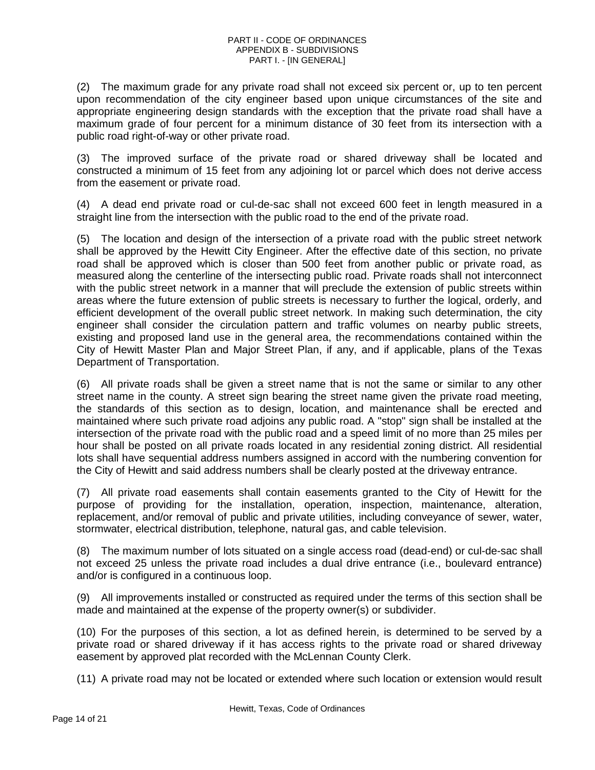(2) The maximum grade for any private road shall not exceed six percent or, up to ten percent upon recommendation of the city engineer based upon unique circumstances of the site and appropriate engineering design standards with the exception that the private road shall have a maximum grade of four percent for a minimum distance of 30 feet from its intersection with a public road right-of-way or other private road.

(3) The improved surface of the private road or shared driveway shall be located and constructed a minimum of 15 feet from any adjoining lot or parcel which does not derive access from the easement or private road.

(4) A dead end private road or cul-de-sac shall not exceed 600 feet in length measured in a straight line from the intersection with the public road to the end of the private road.

(5) The location and design of the intersection of a private road with the public street network shall be approved by the Hewitt City Engineer. After the effective date of this section, no private road shall be approved which is closer than 500 feet from another public or private road, as measured along the centerline of the intersecting public road. Private roads shall not interconnect with the public street network in a manner that will preclude the extension of public streets within areas where the future extension of public streets is necessary to further the logical, orderly, and efficient development of the overall public street network. In making such determination, the city engineer shall consider the circulation pattern and traffic volumes on nearby public streets, existing and proposed land use in the general area, the recommendations contained within the City of Hewitt Master Plan and Major Street Plan, if any, and if applicable, plans of the Texas Department of Transportation.

(6) All private roads shall be given a street name that is not the same or similar to any other street name in the county. A street sign bearing the street name given the private road meeting, the standards of this section as to design, location, and maintenance shall be erected and maintained where such private road adjoins any public road. A "stop" sign shall be installed at the intersection of the private road with the public road and a speed limit of no more than 25 miles per hour shall be posted on all private roads located in any residential zoning district. All residential lots shall have sequential address numbers assigned in accord with the numbering convention for the City of Hewitt and said address numbers shall be clearly posted at the driveway entrance.

(7) All private road easements shall contain easements granted to the City of Hewitt for the purpose of providing for the installation, operation, inspection, maintenance, alteration, replacement, and/or removal of public and private utilities, including conveyance of sewer, water, stormwater, electrical distribution, telephone, natural gas, and cable television.

(8) The maximum number of lots situated on a single access road (dead-end) or cul-de-sac shall not exceed 25 unless the private road includes a dual drive entrance (i.e., boulevard entrance) and/or is configured in a continuous loop.

(9) All improvements installed or constructed as required under the terms of this section shall be made and maintained at the expense of the property owner(s) or subdivider.

(10) For the purposes of this section, a lot as defined herein, is determined to be served by a private road or shared driveway if it has access rights to the private road or shared driveway easement by approved plat recorded with the McLennan County Clerk.

(11) A private road may not be located or extended where such location or extension would result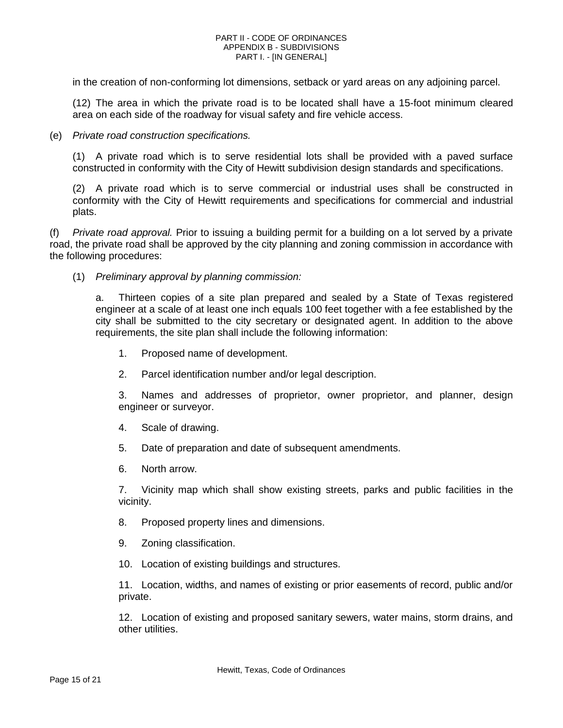in the creation of non-conforming lot dimensions, setback or yard areas on any adjoining parcel.

(12) The area in which the private road is to be located shall have a 15-foot minimum cleared area on each side of the roadway for visual safety and fire vehicle access.

(e) *Private road construction specifications.*

(1) A private road which is to serve residential lots shall be provided with a paved surface constructed in conformity with the City of Hewitt subdivision design standards and specifications.

(2) A private road which is to serve commercial or industrial uses shall be constructed in conformity with the City of Hewitt requirements and specifications for commercial and industrial plats.

(f) *Private road approval.* Prior to issuing a building permit for a building on a lot served by a private road, the private road shall be approved by the city planning and zoning commission in accordance with the following procedures:

(1) *Preliminary approval by planning commission:*

a. Thirteen copies of a site plan prepared and sealed by a State of Texas registered engineer at a scale of at least one inch equals 100 feet together with a fee established by the city shall be submitted to the city secretary or designated agent. In addition to the above requirements, the site plan shall include the following information:

1. Proposed name of development.

2. Parcel identification number and/or legal description.

3. Names and addresses of proprietor, owner proprietor, and planner, design engineer or surveyor.

4. Scale of drawing.

5. Date of preparation and date of subsequent amendments.

6. North arrow.

7. Vicinity map which shall show existing streets, parks and public facilities in the vicinity.

8. Proposed property lines and dimensions.

9. Zoning classification.

10. Location of existing buildings and structures.

11. Location, widths, and names of existing or prior easements of record, public and/or private.

12. Location of existing and proposed sanitary sewers, water mains, storm drains, and other utilities.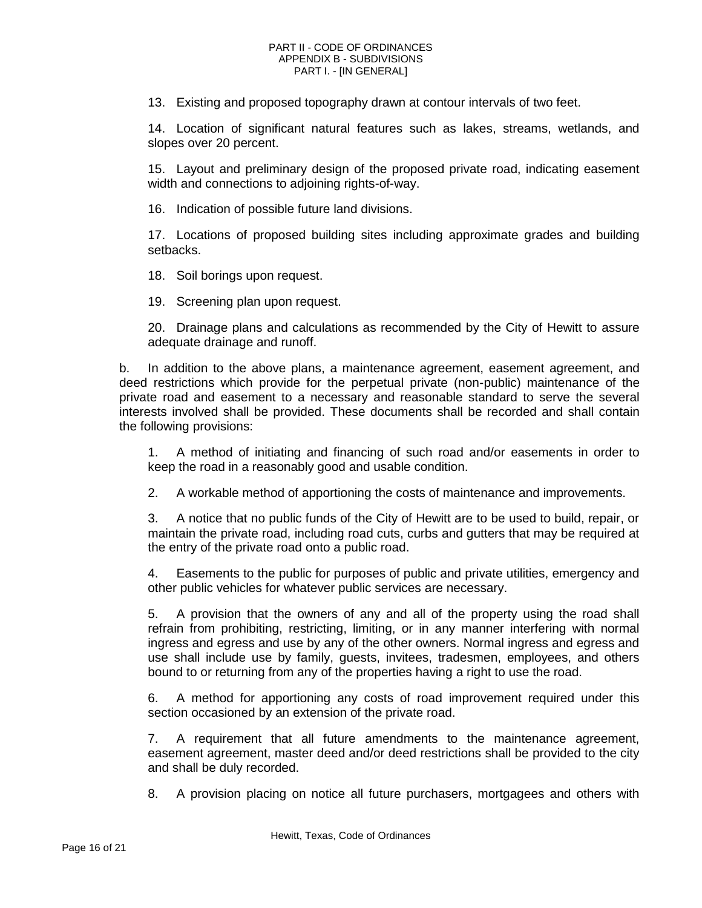13. Existing and proposed topography drawn at contour intervals of two feet.

14. Location of significant natural features such as lakes, streams, wetlands, and slopes over 20 percent.

15. Layout and preliminary design of the proposed private road, indicating easement width and connections to adjoining rights-of-way.

16. Indication of possible future land divisions.

17. Locations of proposed building sites including approximate grades and building setbacks.

18. Soil borings upon request.

19. Screening plan upon request.

20. Drainage plans and calculations as recommended by the City of Hewitt to assure adequate drainage and runoff.

b. In addition to the above plans, a maintenance agreement, easement agreement, and deed restrictions which provide for the perpetual private (non-public) maintenance of the private road and easement to a necessary and reasonable standard to serve the several interests involved shall be provided. These documents shall be recorded and shall contain the following provisions:

1. A method of initiating and financing of such road and/or easements in order to keep the road in a reasonably good and usable condition.

2. A workable method of apportioning the costs of maintenance and improvements.

3. A notice that no public funds of the City of Hewitt are to be used to build, repair, or maintain the private road, including road cuts, curbs and gutters that may be required at the entry of the private road onto a public road.

4. Easements to the public for purposes of public and private utilities, emergency and other public vehicles for whatever public services are necessary.

5. A provision that the owners of any and all of the property using the road shall refrain from prohibiting, restricting, limiting, or in any manner interfering with normal ingress and egress and use by any of the other owners. Normal ingress and egress and use shall include use by family, guests, invitees, tradesmen, employees, and others bound to or returning from any of the properties having a right to use the road.

6. A method for apportioning any costs of road improvement required under this section occasioned by an extension of the private road.

7. A requirement that all future amendments to the maintenance agreement, easement agreement, master deed and/or deed restrictions shall be provided to the city and shall be duly recorded.

8. A provision placing on notice all future purchasers, mortgagees and others with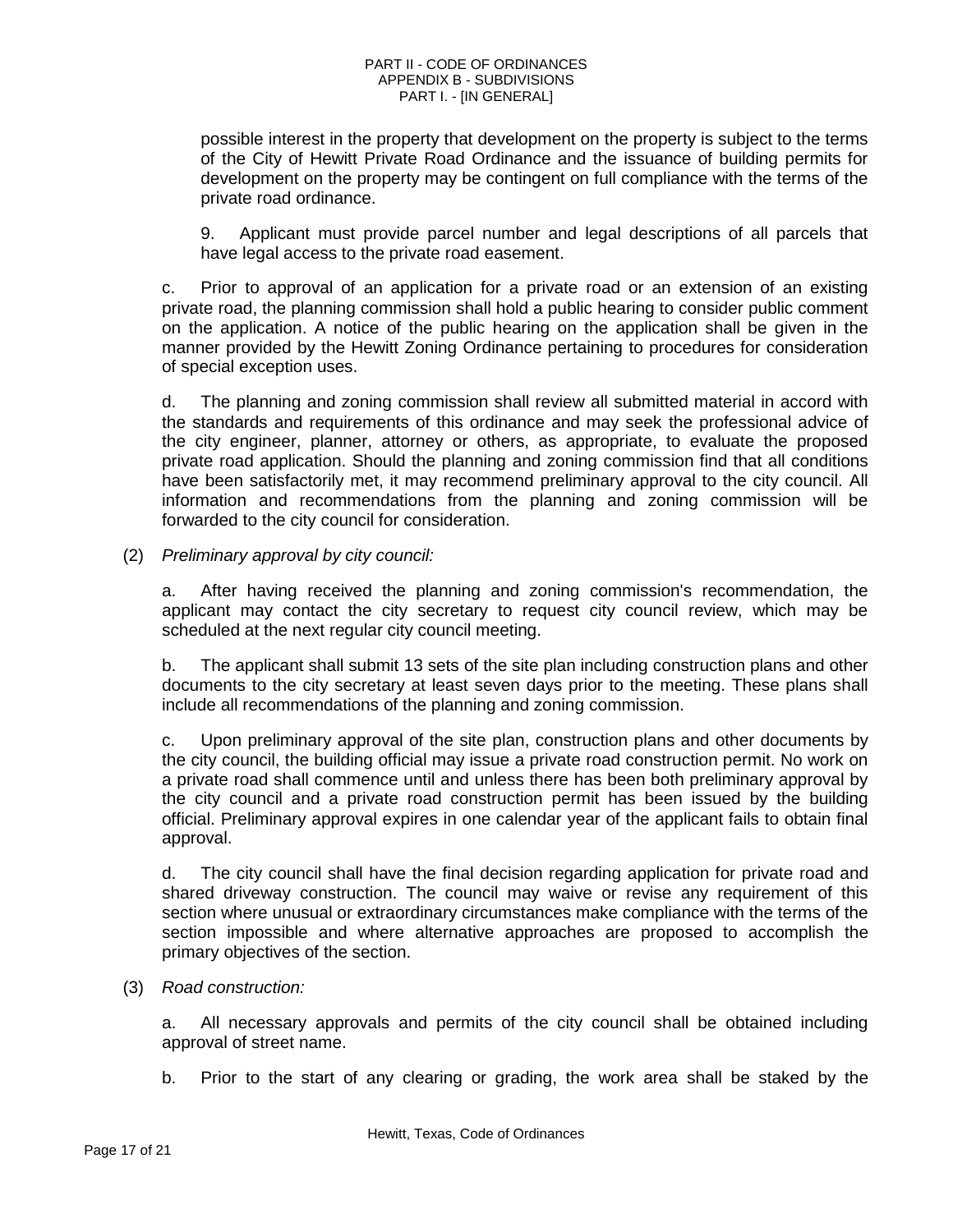possible interest in the property that development on the property is subject to the terms of the City of Hewitt Private Road Ordinance and the issuance of building permits for development on the property may be contingent on full compliance with the terms of the private road ordinance.

9. Applicant must provide parcel number and legal descriptions of all parcels that have legal access to the private road easement.

c. Prior to approval of an application for a private road or an extension of an existing private road, the planning commission shall hold a public hearing to consider public comment on the application. A notice of the public hearing on the application shall be given in the manner provided by the Hewitt Zoning Ordinance pertaining to procedures for consideration of special exception uses.

d. The planning and zoning commission shall review all submitted material in accord with the standards and requirements of this ordinance and may seek the professional advice of the city engineer, planner, attorney or others, as appropriate, to evaluate the proposed private road application. Should the planning and zoning commission find that all conditions have been satisfactorily met, it may recommend preliminary approval to the city council. All information and recommendations from the planning and zoning commission will be forwarded to the city council for consideration.

(2) *Preliminary approval by city council:*

a. After having received the planning and zoning commission's recommendation, the applicant may contact the city secretary to request city council review, which may be scheduled at the next regular city council meeting.

b. The applicant shall submit 13 sets of the site plan including construction plans and other documents to the city secretary at least seven days prior to the meeting. These plans shall include all recommendations of the planning and zoning commission.

c. Upon preliminary approval of the site plan, construction plans and other documents by the city council, the building official may issue a private road construction permit. No work on a private road shall commence until and unless there has been both preliminary approval by the city council and a private road construction permit has been issued by the building official. Preliminary approval expires in one calendar year of the applicant fails to obtain final approval.

d. The city council shall have the final decision regarding application for private road and shared driveway construction. The council may waive or revise any requirement of this section where unusual or extraordinary circumstances make compliance with the terms of the section impossible and where alternative approaches are proposed to accomplish the primary objectives of the section.

(3) *Road construction:*

a. All necessary approvals and permits of the city council shall be obtained including approval of street name.

b. Prior to the start of any clearing or grading, the work area shall be staked by the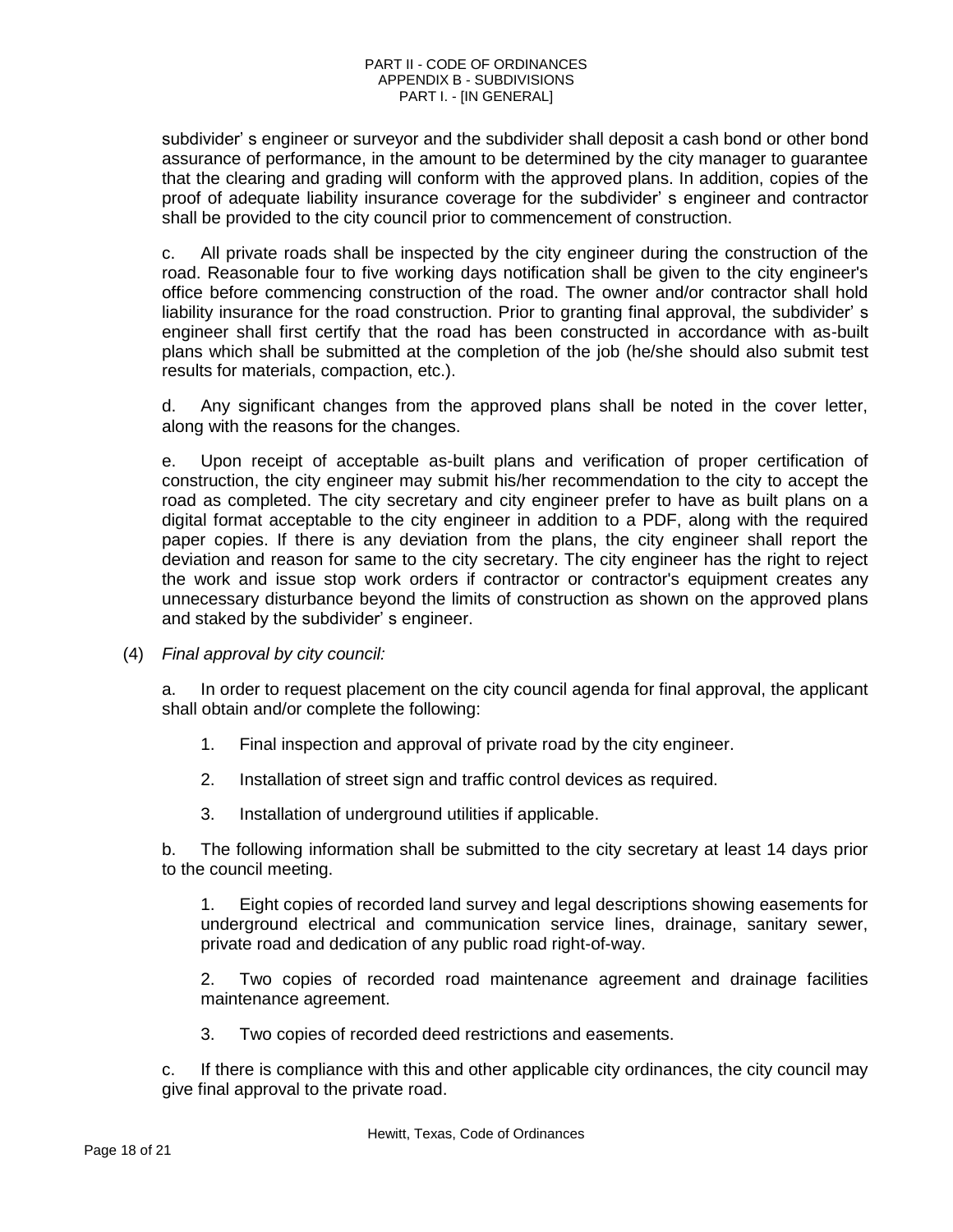subdivider' s engineer or surveyor and the subdivider shall deposit a cash bond or other bond assurance of performance, in the amount to be determined by the city manager to guarantee that the clearing and grading will conform with the approved plans. In addition, copies of the proof of adequate liability insurance coverage for the subdivider' s engineer and contractor shall be provided to the city council prior to commencement of construction.

c. All private roads shall be inspected by the city engineer during the construction of the road. Reasonable four to five working days notification shall be given to the city engineer's office before commencing construction of the road. The owner and/or contractor shall hold liability insurance for the road construction. Prior to granting final approval, the subdivider' s engineer shall first certify that the road has been constructed in accordance with as-built plans which shall be submitted at the completion of the job (he/she should also submit test results for materials, compaction, etc.).

d. Any significant changes from the approved plans shall be noted in the cover letter, along with the reasons for the changes.

e. Upon receipt of acceptable as-built plans and verification of proper certification of construction, the city engineer may submit his/her recommendation to the city to accept the road as completed. The city secretary and city engineer prefer to have as built plans on a digital format acceptable to the city engineer in addition to a PDF, along with the required paper copies. If there is any deviation from the plans, the city engineer shall report the deviation and reason for same to the city secretary. The city engineer has the right to reject the work and issue stop work orders if contractor or contractor's equipment creates any unnecessary disturbance beyond the limits of construction as shown on the approved plans and staked by the subdivider' s engineer.

(4) *Final approval by city council:*

a. In order to request placement on the city council agenda for final approval, the applicant shall obtain and/or complete the following:

1. Final inspection and approval of private road by the city engineer.

2. Installation of street sign and traffic control devices as required.

3. Installation of underground utilities if applicable.

b. The following information shall be submitted to the city secretary at least 14 days prior to the council meeting.

1. Eight copies of recorded land survey and legal descriptions showing easements for underground electrical and communication service lines, drainage, sanitary sewer, private road and dedication of any public road right-of-way.

2. Two copies of recorded road maintenance agreement and drainage facilities maintenance agreement.

3. Two copies of recorded deed restrictions and easements.

c. If there is compliance with this and other applicable city ordinances, the city council may give final approval to the private road.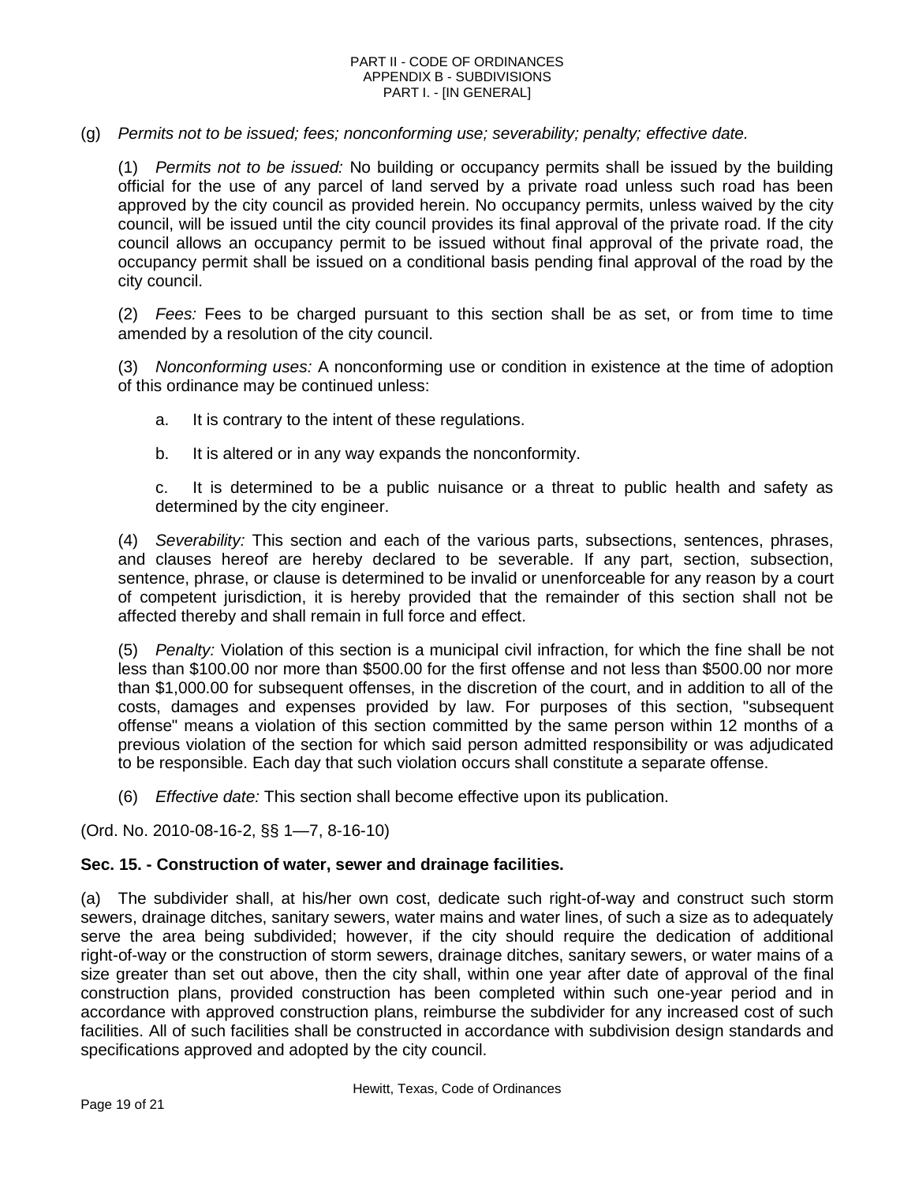(g) *Permits not to be issued; fees; nonconforming use; severability; penalty; effective date.*

(1) *Permits not to be issued:* No building or occupancy permits shall be issued by the building official for the use of any parcel of land served by a private road unless such road has been approved by the city council as provided herein. No occupancy permits, unless waived by the city council, will be issued until the city council provides its final approval of the private road. If the city council allows an occupancy permit to be issued without final approval of the private road, the occupancy permit shall be issued on a conditional basis pending final approval of the road by the city council.

(2) *Fees:* Fees to be charged pursuant to this section shall be as set, or from time to time amended by a resolution of the city council.

(3) *Nonconforming uses:* A nonconforming use or condition in existence at the time of adoption of this ordinance may be continued unless:

a. It is contrary to the intent of these regulations.

b. It is altered or in any way expands the nonconformity.

c. It is determined to be a public nuisance or a threat to public health and safety as determined by the city engineer.

(4) *Severability:* This section and each of the various parts, subsections, sentences, phrases, and clauses hereof are hereby declared to be severable. If any part, section, subsection, sentence, phrase, or clause is determined to be invalid or unenforceable for any reason by a court of competent jurisdiction, it is hereby provided that the remainder of this section shall not be affected thereby and shall remain in full force and effect.

(5) *Penalty:* Violation of this section is a municipal civil infraction, for which the fine shall be not less than $100.00 nor more than $500.00 for the first offense and not less than $500.00 nor more than $1,000.00 for subsequent offenses, in the discretion of the court, and in addition to all of the costs, damages and expenses provided by law. For purposes of this section, "subsequent offense" means a violation of this section committed by the same person within 12 months of a previous violation of the section for which said person admitted responsibility or was adjudicated to be responsible. Each day that such violation occurs shall constitute a separate offense.

(6) *Effective date:* This section shall become effective upon its publication.

(Ord. No. 2010-08-16-2, §§ 1—7, 8-16-10)

**Sec. 15. - Construction of water, sewer and drainage facilities.**

(a) The subdivider shall, at his/her own cost, dedicate such right-of-way and construct such storm sewers, drainage ditches, sanitary sewers, water mains and water lines, of such a size as to adequately serve the area being subdivided; however, if the city should require the dedication of additional right-of-way or the construction of storm sewers, drainage ditches, sanitary sewers, or water mains of a size greater than set out above, then the city shall, within one year after date of approval of the final construction plans, provided construction has been completed within such one-year period and in accordance with approved construction plans, reimburse the subdivider for any increased cost of such facilities. All of such facilities shall be constructed in accordance with subdivision design standards and specifications approved and adopted by the city council.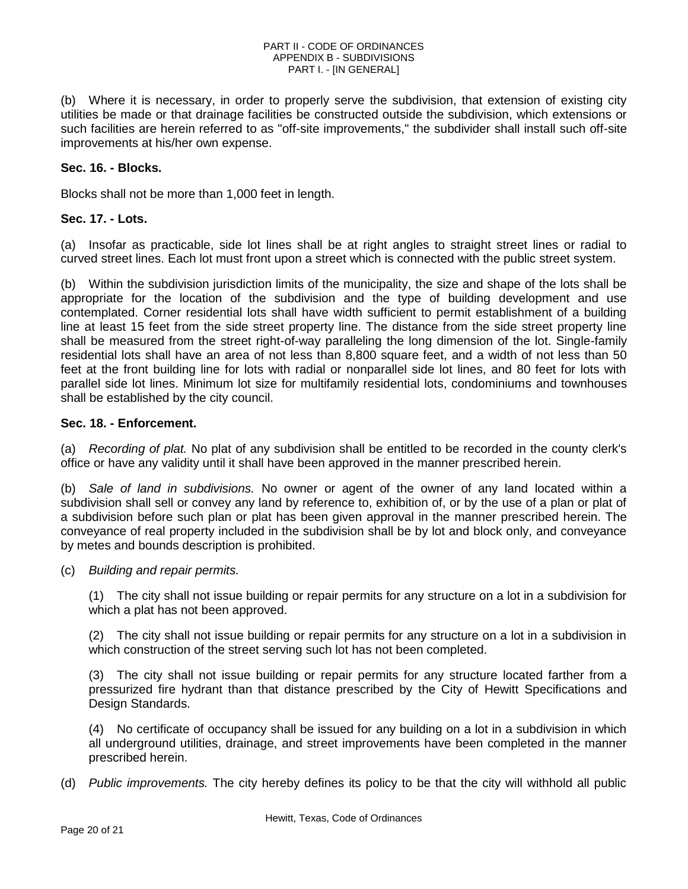(b) Where it is necessary, in order to properly serve the subdivision, that extension of existing city utilities be made or that drainage facilities be constructed outside the subdivision, which extensions or such facilities are herein referred to as "off-site improvements," the subdivider shall install such off-site improvements at his/her own expense.

### Sec. 16. - Blocks.

Blocks shall not be more than 1,000 feet in length.

### Sec. 17. - Lots.

(a) Insofar as practicable, side lot lines shall be at right angles to straight street lines or radial to curved street lines. Each lot must front upon a street which is connected with the public street system.

(b) Within the subdivision jurisdiction limits of the municipality, the size and shape of the lots shall be appropriate for the location of the subdivision and the type of building development and use contemplated. Corner residential lots shall have width sufficient to permit establishment of a building line at least 15 feet from the side street property line. The distance from the side street property line shall be measured from the street right-of-way paralleling the long dimension of the lot. Single-family residential lots shall have an area of not less than 8,800 square feet, and a width of not less than 50 feet at the front building line for lots with radial or nonparallel side lot lines, and 80 feet for lots with parallel side lot lines. Minimum lot size for multifamily residential lots, condominiums and townhouses shall be established by the city council.

### Sec. 18. - Enforcement.

(a) *Recording of plat.* No plat of any subdivision shall be entitled to be recorded in the county clerk's office or have any validity until it shall have been approved in the manner prescribed herein.

(b) *Sale of land in subdivisions.* No owner or agent of the owner of any land located within a subdivision shall sell or convey any land by reference to, exhibition of, or by the use of a plan or plat of a subdivision before such plan or plat has been given approval in the manner prescribed herein. The conveyance of real property included in the subdivision shall be by lot and block only, and conveyance by metes and bounds description is prohibited.

(c) *Building and repair permits.*

(1) The city shall not issue building or repair permits for any structure on a lot in a subdivision for which a plat has not been approved.

(2) The city shall not issue building or repair permits for any structure on a lot in a subdivision in which construction of the street serving such lot has not been completed.

(3) The city shall not issue building or repair permits for any structure located farther from a pressurized fire hydrant than that distance prescribed by the City of Hewitt Specifications and Design Standards.

(4) No certificate of occupancy shall be issued for any building on a lot in a subdivision in which all underground utilities, drainage, and street improvements have been completed in the manner prescribed herein.

(d) *Public improvements.* The city hereby defines its policy to be that the city will withhold all public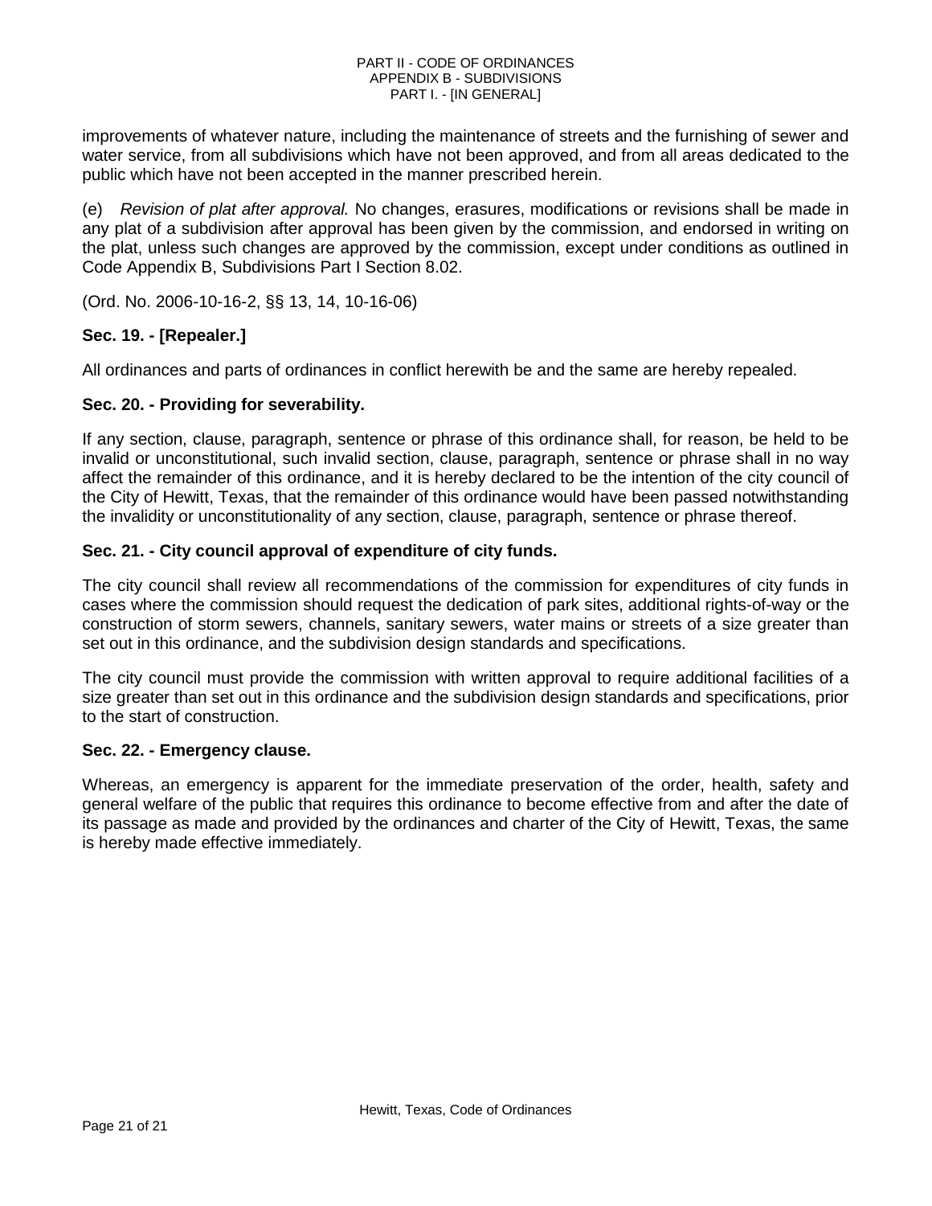improvements of whatever nature, including the maintenance of streets and the furnishing of sewer and water service, from all subdivisions which have not been approved, and from all areas dedicated to the public which have not been accepted in the manner prescribed herein.

(e) *Revision of plat after approval.* No changes, erasures, modifications or revisions shall be made in any plat of a subdivision after approval has been given by the commission, and endorsed in writing on the plat, unless such changes are approved by the commission, except under conditions as outlined in Code Appendix B, Subdivisions Part I Section 8.02.

(Ord. No. 2006-10-16-2, §§ 13, 14, 10-16-06)

### Sec. 19. - [Repealer.]

All ordinances and parts of ordinances in conflict herewith be and the same are hereby repealed.

### Sec. 20. - Providing for severability.

If any section, clause, paragraph, sentence or phrase of this ordinance shall, for reason, be held to be invalid or unconstitutional, such invalid section, clause, paragraph, sentence or phrase shall in no way affect the remainder of this ordinance, and it is hereby declared to be the intention of the city council of the City of Hewitt, Texas, that the remainder of this ordinance would have been passed notwithstanding the invalidity or unconstitutionality of any section, clause, paragraph, sentence or phrase thereof.

### Sec. 21. - City council approval of expenditure of city funds.

The city council shall review all recommendations of the commission for expenditures of city funds in cases where the commission should request the dedication of park sites, additional rights-of-way or the construction of storm sewers, channels, sanitary sewers, water mains or streets of a size greater than set out in this ordinance, and the subdivision design standards and specifications.

The city council must provide the commission with written approval to require additional facilities of a size greater than set out in this ordinance and the subdivision design standards and specifications, prior to the start of construction.

### Sec. 22. - Emergency clause.

Whereas, an emergency is apparent for the immediate preservation of the order, health, safety and general welfare of the public that requires this ordinance to become effective from and after the date of its passage as made and provided by the ordinances and charter of the City of Hewitt, Texas, the same is hereby made effective immediately.